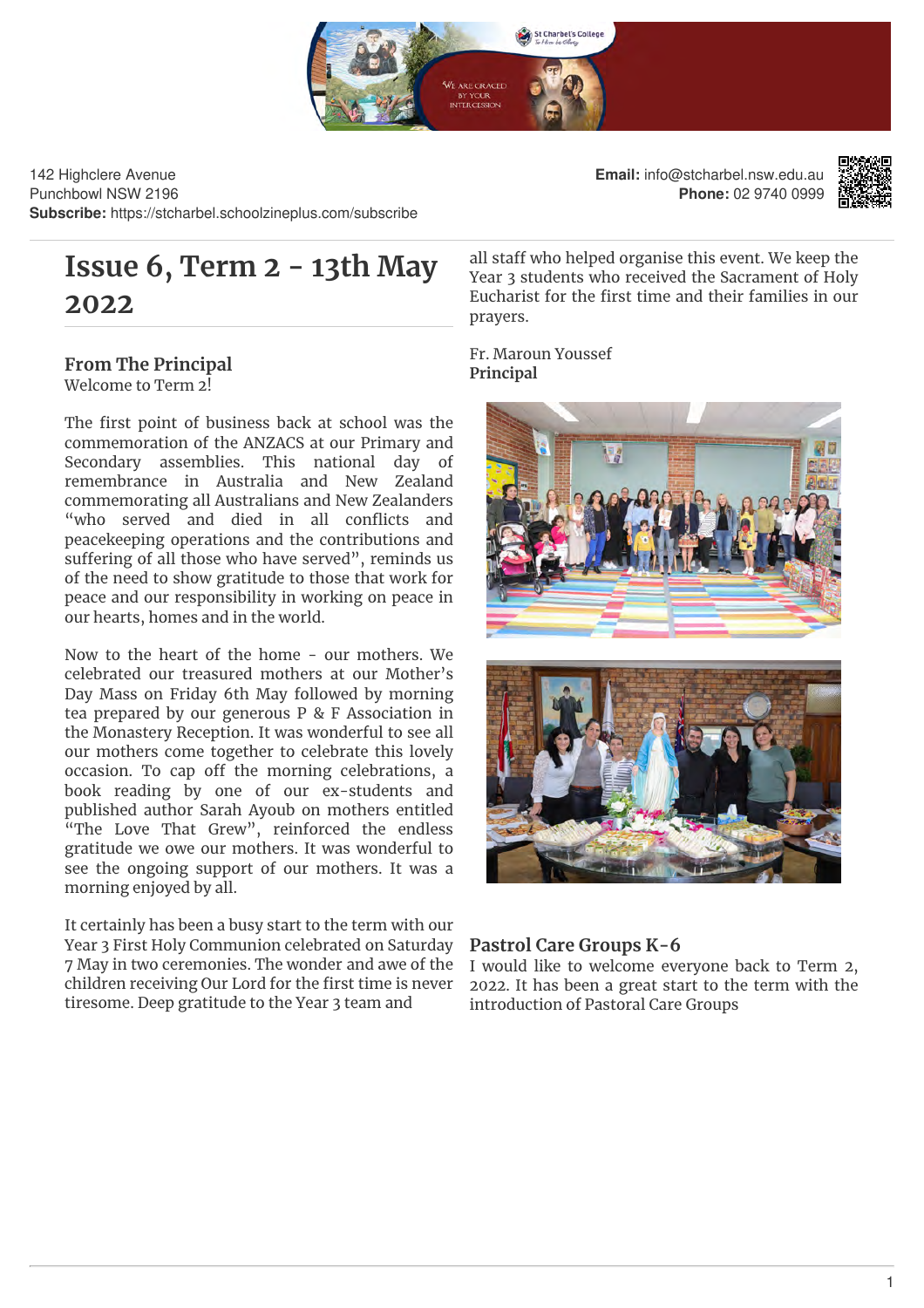142 Highclere Avenue
Punchbowl NSW 2196
**Subscribe:** https://stcharbel.schoolzineplus.com/subscribe

**Email:** info@stcharbel.nsw.edu.au
**Phone:** 02 9740 0999

# Issue 6, Term 2 - 13th May 2022

## From The Principal

Welcome to Term 2!

The first point of business back at school was the commemoration of the ANZACS at our Primary and Secondary assemblies. This national day of remembrance in Australia and New Zealand commemorating all Australians and New Zealanders "who served and died in all conflicts and peacekeeping operations and the contributions and suffering of all those who have served", reminds us of the need to show gratitude to those that work for peace and our responsibility in working on peace in our hearts, homes and in the world.

Now to the heart of the home - our mothers. We celebrated our treasured mothers at our Mother's Day Mass on Friday 6th May followed by morning tea prepared by our generous P & F Association in the Monastery Reception. It was wonderful to see all our mothers come together to celebrate this lovely occasion. To cap off the morning celebrations, a book reading by one of our ex-students and published author Sarah Ayoub on mothers entitled "The Love That Grew", reinforced the endless gratitude we owe our mothers. It was wonderful to see the ongoing support of our mothers. It was a morning enjoyed by all.

It certainly has been a busy start to the term with our Year 3 First Holy Communion celebrated on Saturday 7 May in two ceremonies. The wonder and awe of the children receiving Our Lord for the first time is never tiresome. Deep gratitude to the Year 3 team and all staff who helped organise this event. We keep the Year 3 students who received the Sacrament of Holy Eucharist for the first time and their families in our prayers.

Fr. Maroun Youssef
**Principal**

## Pastrol Care Groups K-6

I would like to welcome everyone back to Term 2, 2022. It has been a great start to the term with the introduction of Pastoral Care Groups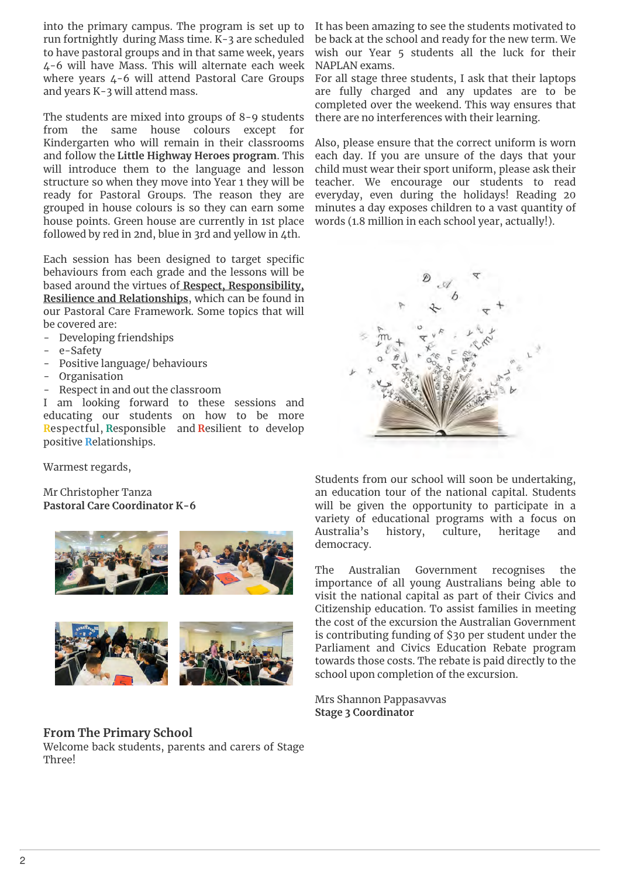into the primary campus. The program is set up to run fortnightly during Mass time. K-3 are scheduled to have pastoral groups and in that same week, years 4-6 will have Mass. This will alternate each week where years 4-6 will attend Pastoral Care Groups and years K-3 will attend mass.

The students are mixed into groups of 8-9 students from the same house colours except for Kindergarten who will remain in their classrooms and follow the **Little Highway Heroes program**. This will introduce them to the language and lesson structure so when they move into Year 1 they will be ready for Pastoral Groups. The reason they are grouped in house colours is so they can earn some house points. Green house are currently in 1st place followed by red in 2nd, blue in 3rd and yellow in 4th.

Each session has been designed to target specific behaviours from each grade and the lessons will be based around the virtues of **Respect, Responsibility, Resilience and Relationships**, which can be found in our Pastoral Care Framework. Some topics that will be covered are:

- Developing friendships
- e-Safety
- Positive language/ behaviours
- Organisation
- Respect in and out the classroom

I am looking forward to these sessions and educating our students on how to be more Respectful, Responsible and Resilient to develop positive Relationships.

Warmest regards,

Mr Christopher Tanza
**Pastoral Care Coordinator K-6**

## From The Primary School

Welcome back students, parents and carers of Stage Three!

It has been amazing to see the students motivated to be back at the school and ready for the new term. We wish our Year 5 students all the luck for their NAPLAN exams.

For all stage three students, I ask that their laptops are fully charged and any updates are to be completed over the weekend. This way ensures that there are no interferences with their learning.

Also, please ensure that the correct uniform is worn each day. If you are unsure of the days that your child must wear their sport uniform, please ask their teacher. We encourage our students to read everyday, even during the holidays! Reading 20 minutes a day exposes children to a vast quantity of words (1.8 million in each school year, actually!).

Students from our school will soon be undertaking, an education tour of the national capital. Students will be given the opportunity to participate in a variety of educational programs with a focus on Australia's history, culture, heritage and democracy.

The Australian Government recognises the importance of all young Australians being able to visit the national capital as part of their Civics and Citizenship education. To assist families in meeting the cost of the excursion the Australian Government is contributing funding of $30 per student under the Parliament and Civics Education Rebate program towards those costs. The rebate is paid directly to the school upon completion of the excursion.

Mrs Shannon Pappasavvas
**Stage 3 Coordinator**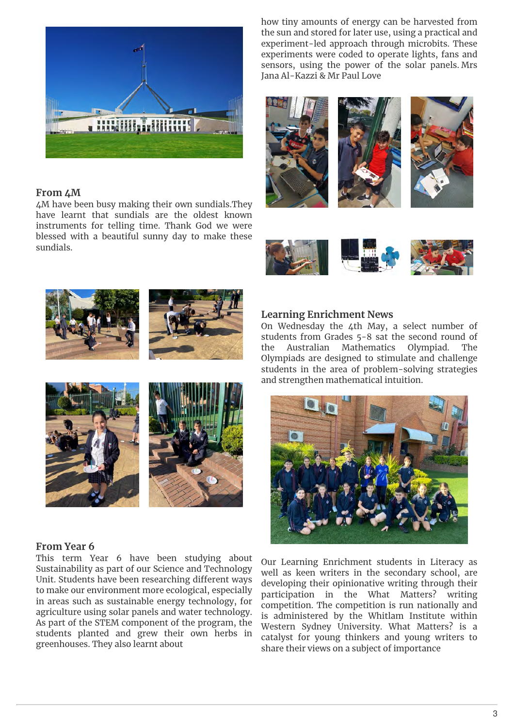## From 4M

4M have been busy making their own sundials.They have learnt that sundials are the oldest known instruments for telling time. Thank God we were blessed with a beautiful sunny day to make these sundials.

## From Year 6

This term Year 6 have been studying about Sustainability as part of our Science and Technology Unit. Students have been researching different ways to make our environment more ecological, especially in areas such as sustainable energy technology, for agriculture using solar panels and water technology. As part of the STEM component of the program, the students planted and grew their own herbs in greenhouses. They also learnt about how tiny amounts of energy can be harvested from the sun and stored for later use, using a practical and experiment-led approach through microbits. These experiments were coded to operate lights, fans and sensors, using the power of the solar panels. Mrs Jana Al-Kazzi & Mr Paul Love

## Learning Enrichment News

On Wednesday the 4th May, a select number of students from Grades 5-8 sat the second round of the Australian Mathematics Olympiad. The Olympiads are designed to stimulate and challenge students in the area of problem-solving strategies and strengthen mathematical intuition.

Our Learning Enrichment students in Literacy as well as keen writers in the secondary school, are developing their opinionative writing through their participation in the What Matters? writing competition. The competition is run nationally and is administered by the Whitlam Institute within Western Sydney University. What Matters? is a catalyst for young thinkers and young writers to share their views on a subject of importance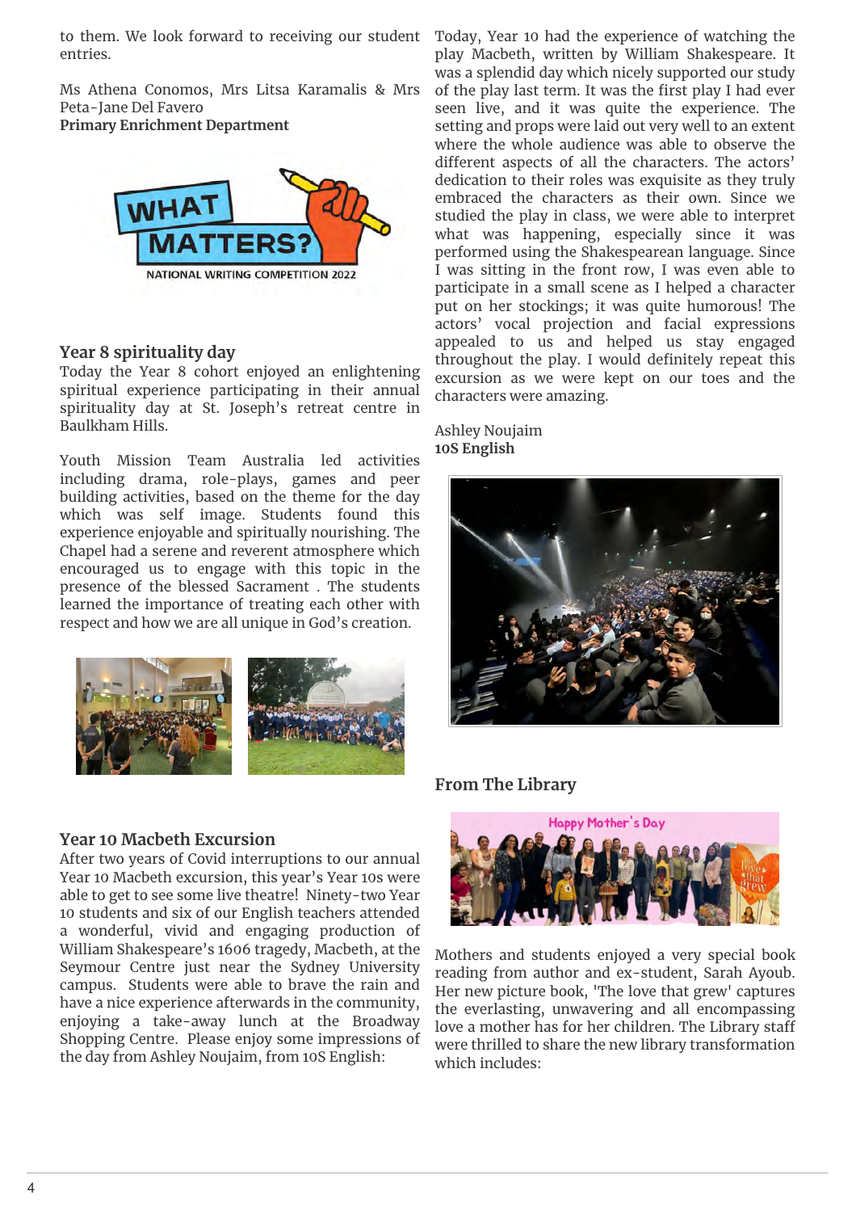to them. We look forward to receiving our student entries.

Ms Athena Conomos, Mrs Litsa Karamalis & Mrs Peta-Jane Del Favero
**Primary Enrichment Department**

## Year 8 spirituality day

Today the Year 8 cohort enjoyed an enlightening spiritual experience participating in their annual spirituality day at St. Joseph's retreat centre in Baulkham Hills.

Youth Mission Team Australia led activities including drama, role-plays, games and peer building activities, based on the theme for the day which was self image. Students found this experience enjoyable and spiritually nourishing. The Chapel had a serene and reverent atmosphere which encouraged us to engage with this topic in the presence of the blessed Sacrament . The students learned the importance of treating each other with respect and how we are all unique in God's creation.

## Year 10 Macbeth Excursion

After two years of Covid interruptions to our annual Year 10 Macbeth excursion, this year's Year 10s were able to get to see some live theatre! Ninety-two Year 10 students and six of our English teachers attended a wonderful, vivid and engaging production of William Shakespeare's 1606 tragedy, Macbeth, at the Seymour Centre just near the Sydney University campus. Students were able to brave the rain and have a nice experience afterwards in the community, enjoying a take-away lunch at the Broadway Shopping Centre. Please enjoy some impressions of the day from Ashley Noujaim, from 10S English:

Today, Year 10 had the experience of watching the play Macbeth, written by William Shakespeare. It was a splendid day which nicely supported our study of the play last term. It was the first play I had ever seen live, and it was quite the experience. The setting and props were laid out very well to an extent where the whole audience was able to observe the different aspects of all the characters. The actors' dedication to their roles was exquisite as they truly embraced the characters as their own. Since we studied the play in class, we were able to interpret what was happening, especially since it was performed using the Shakespearean language. Since I was sitting in the front row, I was even able to participate in a small scene as I helped a character put on her stockings; it was quite humorous! The actors' vocal projection and facial expressions appealed to us and helped us stay engaged throughout the play. I would definitely repeat this excursion as we were kept on our toes and the characters were amazing.

Ashley Noujaim
**10S English**

## From The Library

Mothers and students enjoyed a very special book reading from author and ex-student, Sarah Ayoub. Her new picture book, 'The love that grew' captures the everlasting, unwavering and all encompassing love a mother has for her children. The Library staff were thrilled to share the new library transformation which includes: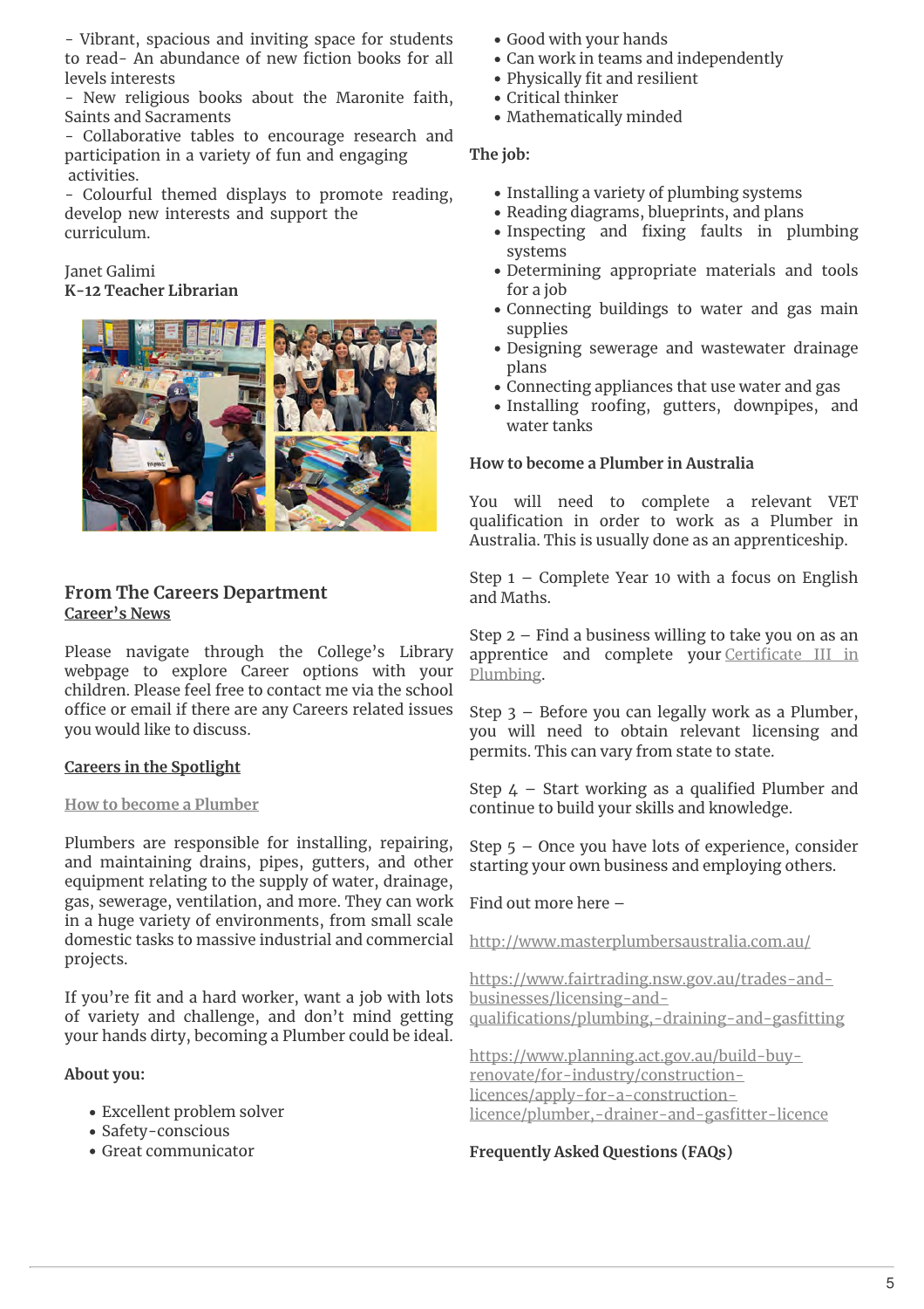- Vibrant, spacious and inviting space for students to read- An abundance of new fiction books for all levels interests
- New religious books about the Maronite faith, Saints and Sacraments
- Collaborative tables to encourage research and participation in a variety of fun and engaging activities.
- Colourful themed displays to promote reading, develop new interests and support the curriculum.

Janet Galimi
**K-12 Teacher Librarian**

## From The Careers Department

**Career's News**

Please navigate through the College's Library webpage to explore Career options with your children. Please feel free to contact me via the school office or email if there are any Careers related issues you would like to discuss.

### Careers in the Spotlight

**How to become a Plumber**

Plumbers are responsible for installing, repairing, and maintaining drains, pipes, gutters, and other equipment relating to the supply of water, drainage, gas, sewerage, ventilation, and more. They can work in a huge variety of environments, from small scale domestic tasks to massive industrial and commercial projects.

If you're fit and a hard worker, want a job with lots of variety and challenge, and don't mind getting your hands dirty, becoming a Plumber could be ideal.

**About you:**

- Excellent problem solver
- Safety-conscious
- Great communicator
- Good with your hands
- Can work in teams and independently
- Physically fit and resilient
- Critical thinker
- Mathematically minded

**The job:**

- Installing a variety of plumbing systems
- Reading diagrams, blueprints, and plans
- Inspecting and fixing faults in plumbing systems
- Determining appropriate materials and tools for a job
- Connecting buildings to water and gas main supplies
- Designing sewerage and wastewater drainage plans
- Connecting appliances that use water and gas
- Installing roofing, gutters, downpipes, and water tanks

**How to become a Plumber in Australia**

You will need to complete a relevant VET qualification in order to work as a Plumber in Australia. This is usually done as an apprenticeship.

Step 1 – Complete Year 10 with a focus on English and Maths.

Step 2 – Find a business willing to take you on as an apprentice and complete your Certificate III in Plumbing.

Step 3 – Before you can legally work as a Plumber, you will need to obtain relevant licensing and permits. This can vary from state to state.

Step 4 – Start working as a qualified Plumber and continue to build your skills and knowledge.

Step 5 – Once you have lots of experience, consider starting your own business and employing others.

Find out more here –

http://www.masterplumbersaustralia.com.au/

https://www.fairtrading.nsw.gov.au/trades-and-businesses/licensing-and-qualifications/plumbing,-draining-and-gasfitting

https://www.planning.act.gov.au/build-buy-renovate/for-industry/construction-licences/apply-for-a-construction-licence/plumber,-drainer-and-gasfitter-licence

**Frequently Asked Questions (FAQs)**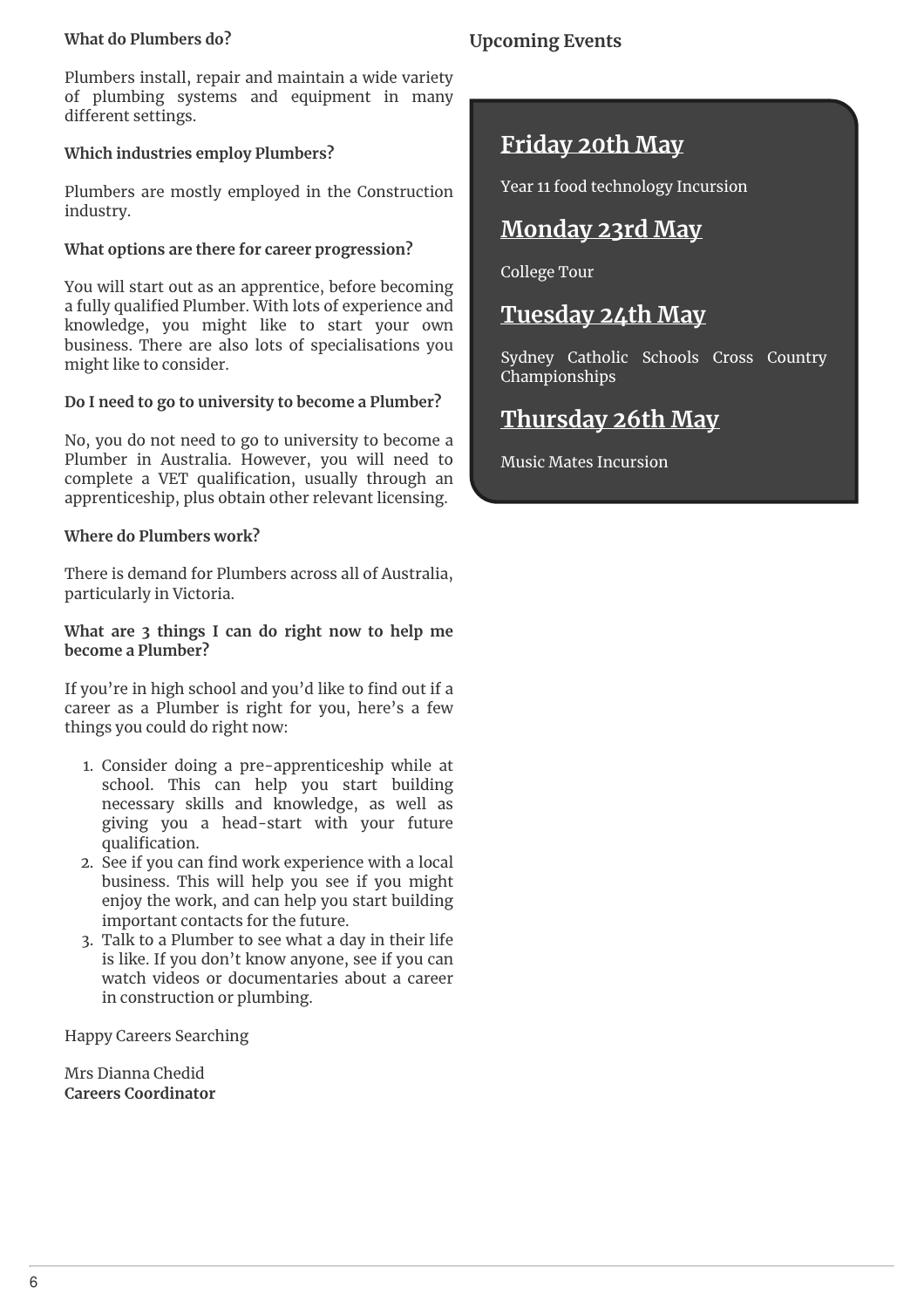**What do Plumbers do?**

Plumbers install, repair and maintain a wide variety of plumbing systems and equipment in many different settings.

**Which industries employ Plumbers?**

Plumbers are mostly employed in the Construction industry.

**What options are there for career progression?**

You will start out as an apprentice, before becoming a fully qualified Plumber. With lots of experience and knowledge, you might like to start your own business. There are also lots of specialisations you might like to consider.

**Do I need to go to university to become a Plumber?**

No, you do not need to go to university to become a Plumber in Australia. However, you will need to complete a VET qualification, usually through an apprenticeship, plus obtain other relevant licensing.

**Where do Plumbers work?**

There is demand for Plumbers across all of Australia, particularly in Victoria.

**What are 3 things I can do right now to help me become a Plumber?**

If you're in high school and you'd like to find out if a career as a Plumber is right for you, here's a few things you could do right now:

1. Consider doing a pre-apprenticeship while at school. This can help you start building necessary skills and knowledge, as well as giving you a head-start with your future qualification.
2. See if you can find work experience with a local business. This will help you see if you might enjoy the work, and can help you start building important contacts for the future.
3. Talk to a Plumber to see what a day in their life is like. If you don't know anyone, see if you can watch videos or documentaries about a career in construction or plumbing.

Happy Careers Searching

Mrs Dianna Chedid
**Careers Coordinator**

**Upcoming Events**

## Friday 20th May

Year 11 food technology Incursion

## Monday 23rd May

College Tour

## Tuesday 24th May

Sydney Catholic Schools Cross Country Championships

## Thursday 26th May

Music Mates Incursion